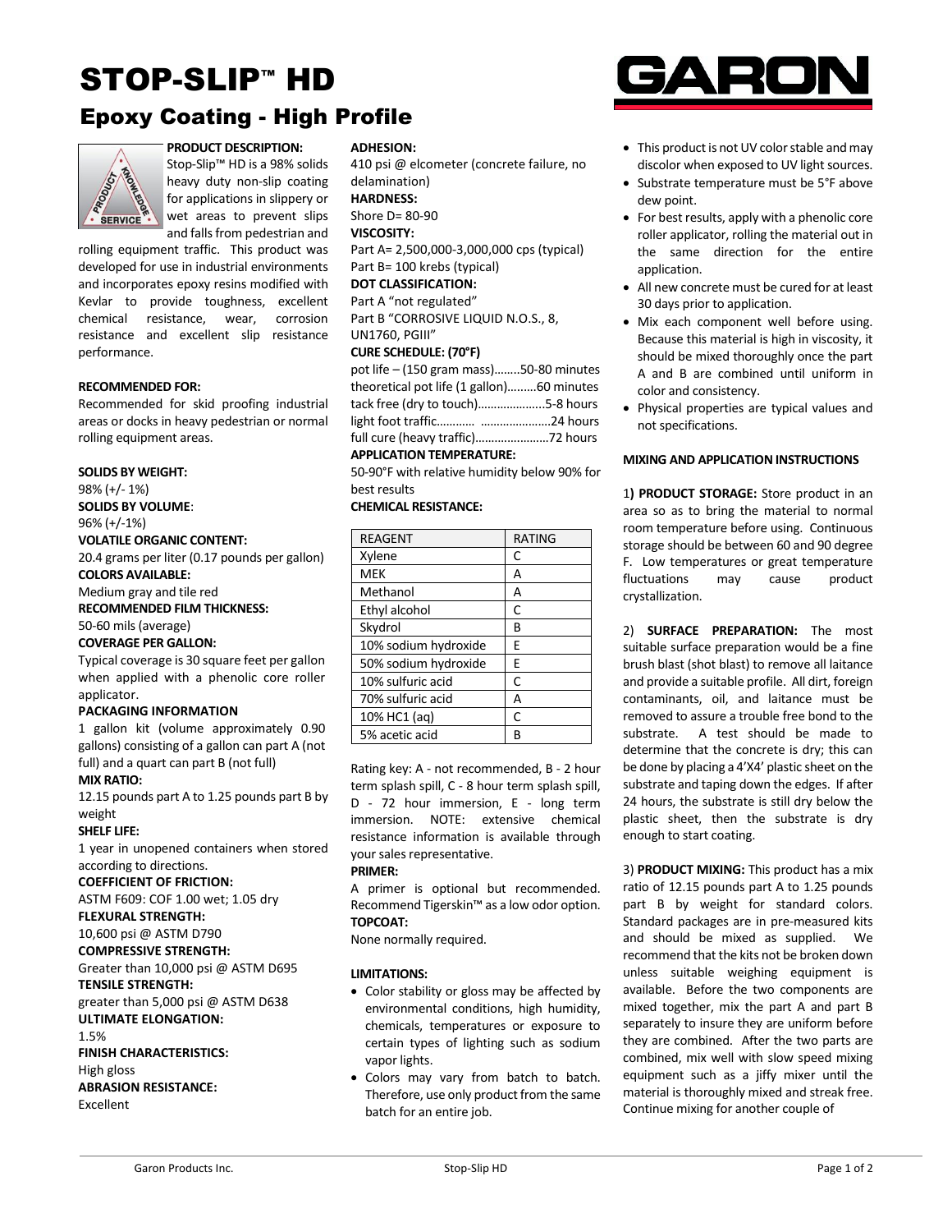# STOP-SLIP™ HD

## Epoxy Coating - High Profile

**PRODUCT DESCRIPTION:**
Stop-Slip™ HD is a 98% solids heavy duty non-slip coating for applications in slippery or wet areas to prevent slips and falls from pedestrian and rolling equipment traffic. This product was developed for use in industrial environments and incorporates epoxy resins modified with Kevlar to provide toughness, excellent chemical resistance, wear, corrosion resistance and excellent slip resistance performance.

**RECOMMENDED FOR:**
Recommended for skid proofing industrial areas or docks in heavy pedestrian or normal rolling equipment areas.

**SOLIDS BY WEIGHT:**
98% (+/- 1%)

**SOLIDS BY VOLUME**:
96% (+/-1%)

**VOLATILE ORGANIC CONTENT:**
20.4 grams per liter (0.17 pounds per gallon)

**COLORS AVAILABLE:**
Medium gray and tile red

**RECOMMENDED FILM THICKNESS:**
50-60 mils (average)

**COVERAGE PER GALLON:**
Typical coverage is 30 square feet per gallon when applied with a phenolic core roller applicator.

**PACKAGING INFORMATION**
1 gallon kit (volume approximately 0.90 gallons) consisting of a gallon can part A (not full) and a quart can part B (not full)

**MIX RATIO:**
12.15 pounds part A to 1.25 pounds part B by weight

**SHELF LIFE:**
1 year in unopened containers when stored according to directions.

**COEFFICIENT OF FRICTION:**
ASTM F609: COF 1.00 wet; 1.05 dry

**FLEXURAL STRENGTH:**
10,600 psi @ ASTM D790

**COMPRESSIVE STRENGTH:**
Greater than 10,000 psi @ ASTM D695

**TENSILE STRENGTH:**
greater than 5,000 psi @ ASTM D638

**ULTIMATE ELONGATION:**
1.5%

**FINISH CHARACTERISTICS:**
High gloss

**ABRASION RESISTANCE:**
Excellent

**ADHESION:**
410 psi @ elcometer (concrete failure, no delamination)

**HARDNESS:**
Shore D= 80-90

**VISCOSITY:**
Part A= 2,500,000-3,000,000 cps (typical)
Part B= 100 krebs (typical)

**DOT CLASSIFICATION:**
Part A "not regulated"
Part B "CORROSIVE LIQUID N.O.S., 8, UN1760, PGIII"

**CURE SCHEDULE: (70°F)**
pot life – (150 gram mass)........50-80 minutes
theoretical pot life (1 gallon).........60 minutes
tack free (dry to touch)....................5-8 hours
light foot traffic............ .....................24 hours
full cure (heavy traffic)......................72 hours

**APPLICATION TEMPERATURE:**
50-90°F with relative humidity below 90% for best results

**CHEMICAL RESISTANCE:**

| REAGENT | RATING |
|---|---|
| Xylene | C |
| MEK | A |
| Methanol | A |
| Ethyl alcohol | C |
| Skydrol | B |
| 10% sodium hydroxide | E |
| 50% sodium hydroxide | E |
| 10% sulfuric acid | C |
| 70% sulfuric acid | A |
| 10% HC1 (aq) | C |
| 5% acetic acid | B |

Rating key: A - not recommended, B - 2 hour term splash spill, C - 8 hour term splash spill, D - 72 hour immersion, E - long term immersion. NOTE: extensive chemical resistance information is available through your sales representative.

**PRIMER:**
A primer is optional but recommended. Recommend Tigerskin™ as a low odor option.

**TOPCOAT:**
None normally required.

**LIMITATIONS:**

- Color stability or gloss may be affected by environmental conditions, high humidity, chemicals, temperatures or exposure to certain types of lighting such as sodium vapor lights.
- Colors may vary from batch to batch. Therefore, use only product from the same batch for an entire job.
- This product is not UV color stable and may discolor when exposed to UV light sources.
- Substrate temperature must be 5°F above dew point.
- For best results, apply with a phenolic core roller applicator, rolling the material out in the same direction for the entire application.
- All new concrete must be cured for at least 30 days prior to application.
- Mix each component well before using. Because this material is high in viscosity, it should be mixed thoroughly once the part A and B are combined until uniform in color and consistency.
- Physical properties are typical values and not specifications.

**MIXING AND APPLICATION INSTRUCTIONS**

1**) PRODUCT STORAGE:** Store product in an area so as to bring the material to normal room temperature before using. Continuous storage should be between 60 and 90 degree F. Low temperatures or great temperature fluctuations may cause product crystallization.

2) **SURFACE PREPARATION:** The most suitable surface preparation would be a fine brush blast (shot blast) to remove all laitance and provide a suitable profile. All dirt, foreign contaminants, oil, and laitance must be removed to assure a trouble free bond to the substrate. A test should be made to determine that the concrete is dry; this can be done by placing a 4'X4' plastic sheet on the substrate and taping down the edges. If after 24 hours, the substrate is still dry below the plastic sheet, then the substrate is dry enough to start coating.

3) **PRODUCT MIXING:** This product has a mix ratio of 12.15 pounds part A to 1.25 pounds part B by weight for standard colors. Standard packages are in pre-measured kits and should be mixed as supplied. We recommend that the kits not be broken down unless suitable weighing equipment is available. Before the two components are mixed together, mix the part A and part B separately to insure they are uniform before they are combined. After the two parts are combined, mix well with slow speed mixing equipment such as a jiffy mixer until the material is thoroughly mixed and streak free. Continue mixing for another couple of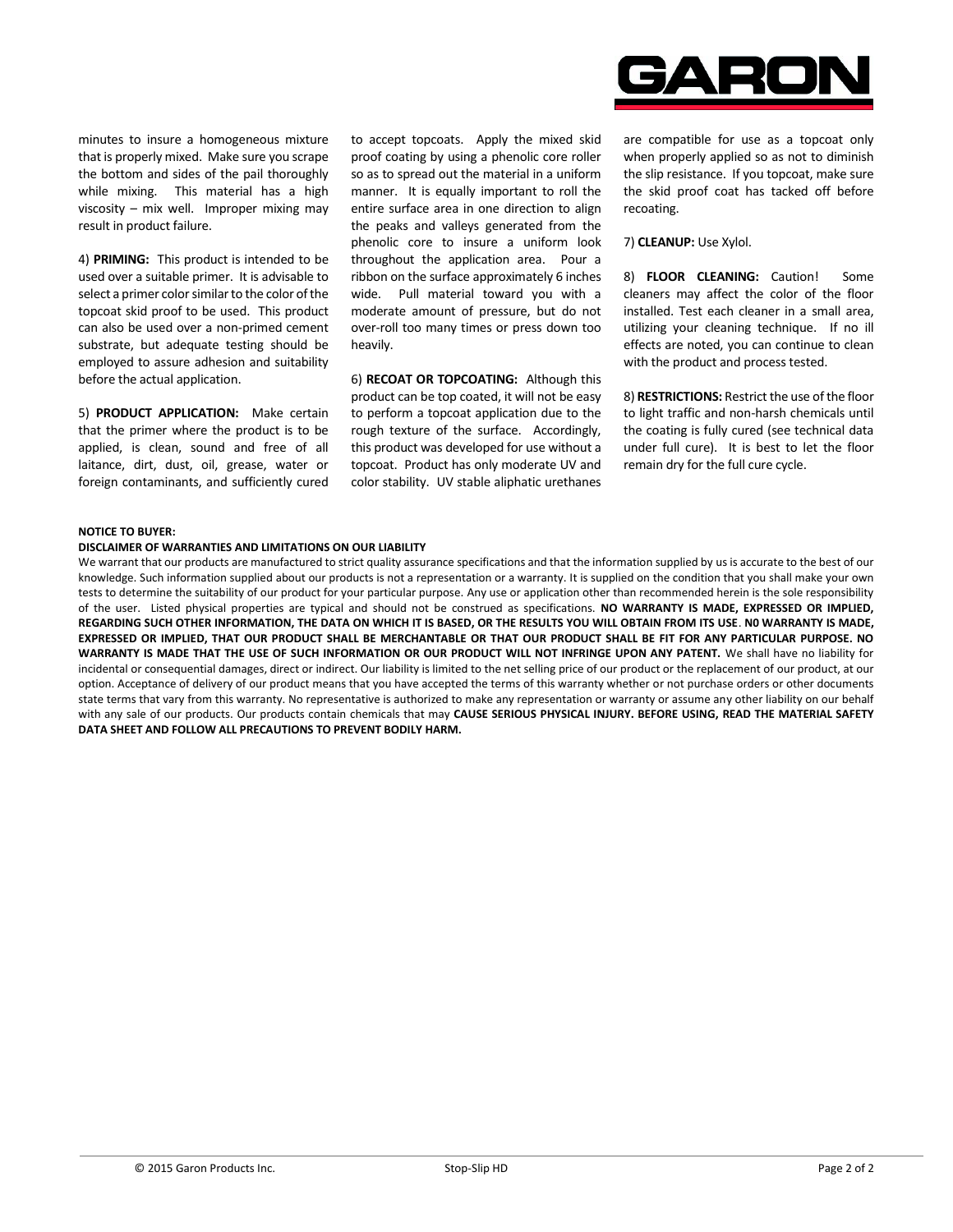minutes to insure a homogeneous mixture that is properly mixed. Make sure you scrape the bottom and sides of the pail thoroughly while mixing. This material has a high viscosity – mix well. Improper mixing may result in product failure.

4) **PRIMING:** This product is intended to be used over a suitable primer. It is advisable to select a primer color similar to the color of the topcoat skid proof to be used. This product can also be used over a non-primed cement substrate, but adequate testing should be employed to assure adhesion and suitability before the actual application.

5) **PRODUCT APPLICATION:** Make certain that the primer where the product is to be applied, is clean, sound and free of all laitance, dirt, dust, oil, grease, water or foreign contaminants, and sufficiently cured to accept topcoats. Apply the mixed skid proof coating by using a phenolic core roller so as to spread out the material in a uniform manner. It is equally important to roll the entire surface area in one direction to align the peaks and valleys generated from the phenolic core to insure a uniform look throughout the application area. Pour a ribbon on the surface approximately 6 inches wide. Pull material toward you with a moderate amount of pressure, but do not over-roll too many times or press down too heavily.

6) **RECOAT OR TOPCOATING:** Although this product can be top coated, it will not be easy to perform a topcoat application due to the rough texture of the surface. Accordingly, this product was developed for use without a topcoat. Product has only moderate UV and color stability. UV stable aliphatic urethanes are compatible for use as a topcoat only when properly applied so as not to diminish the slip resistance. If you topcoat, make sure the skid proof coat has tacked off before recoating.

7) **CLEANUP:** Use Xylol.

8) **FLOOR CLEANING:** Caution! Some cleaners may affect the color of the floor installed. Test each cleaner in a small area, utilizing your cleaning technique. If no ill effects are noted, you can continue to clean with the product and process tested.

8) **RESTRICTIONS:** Restrict the use of the floor to light traffic and non-harsh chemicals until the coating is fully cured (see technical data under full cure). It is best to let the floor remain dry for the full cure cycle.

**NOTICE TO BUYER:**

**DISCLAIMER OF WARRANTIES AND LIMITATIONS ON OUR LIABILITY**

We warrant that our products are manufactured to strict quality assurance specifications and that the information supplied by us is accurate to the best of our knowledge. Such information supplied about our products is not a representation or a warranty. It is supplied on the condition that you shall make your own tests to determine the suitability of our product for your particular purpose. Any use or application other than recommended herein is the sole responsibility of the user. Listed physical properties are typical and should not be construed as specifications. **NO WARRANTY IS MADE, EXPRESSED OR IMPLIED, REGARDING SUCH OTHER INFORMATION, THE DATA ON WHICH IT IS BASED, OR THE RESULTS YOU WILL OBTAIN FROM ITS USE**. **N0 WARRANTY IS MADE, EXPRESSED OR IMPLIED, THAT OUR PRODUCT SHALL BE MERCHANTABLE OR THAT OUR PRODUCT SHALL BE FIT FOR ANY PARTICULAR PURPOSE. NO WARRANTY IS MADE THAT THE USE OF SUCH INFORMATION OR OUR PRODUCT WILL NOT INFRINGE UPON ANY PATENT.** We shall have no liability for incidental or consequential damages, direct or indirect. Our liability is limited to the net selling price of our product or the replacement of our product, at our option. Acceptance of delivery of our product means that you have accepted the terms of this warranty whether or not purchase orders or other documents state terms that vary from this warranty. No representative is authorized to make any representation or warranty or assume any other liability on our behalf with any sale of our products. Our products contain chemicals that may **CAUSE SERIOUS PHYSICAL INJURY. BEFORE USING, READ THE MATERIAL SAFETY DATA SHEET AND FOLLOW ALL PRECAUTIONS TO PREVENT BODILY HARM.**